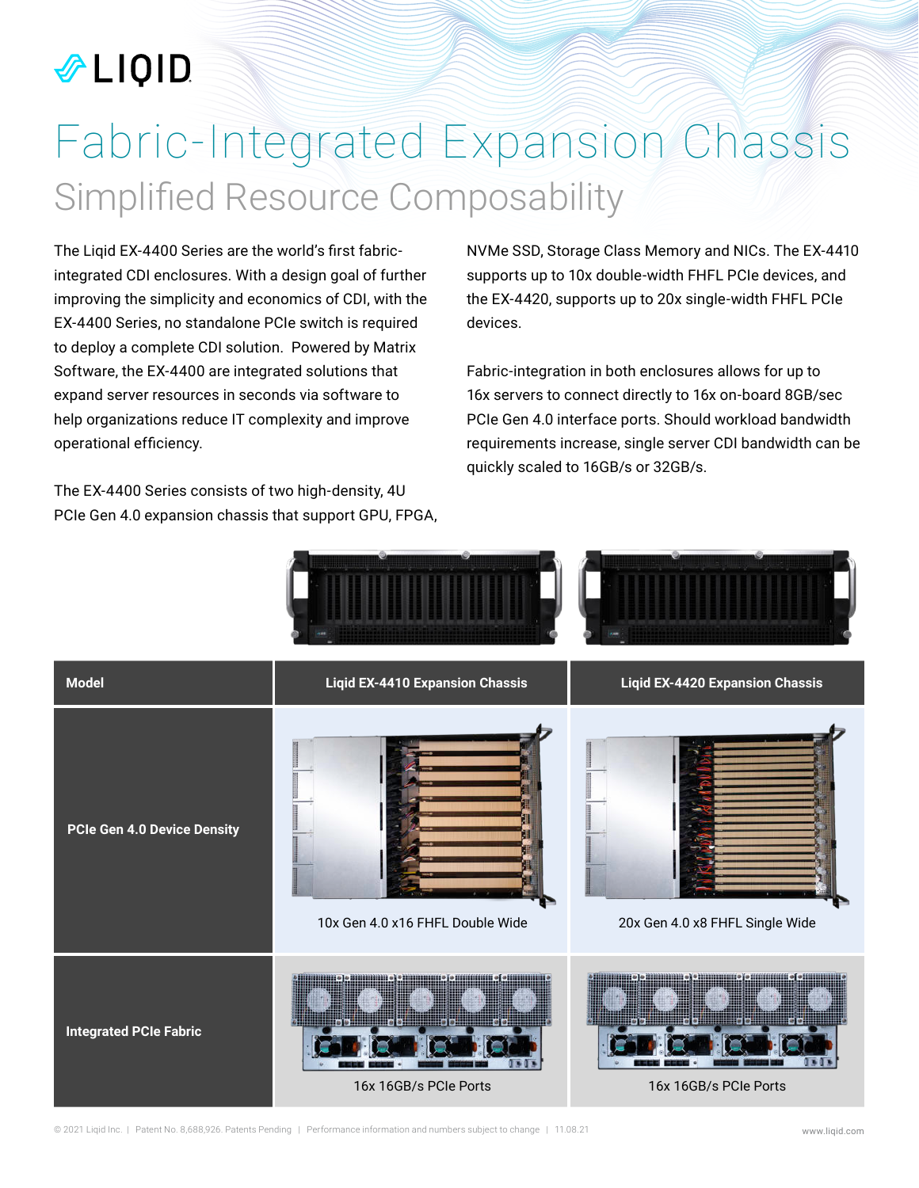# Fabric-Integrated Expansion Chassis

## Simplified Resource Composability

The Liqid EX-4400 Series are the world's first fabric-integrated CDI enclosures. With a design goal of further improving the simplicity and economics of CDI, with the EX-4400 Series, no standalone PCIe switch is required to deploy a complete CDI solution. Powered by Matrix Software, the EX-4400 are integrated solutions that expand server resources in seconds via software to help organizations reduce IT complexity and improve operational efficiency.

The EX-4400 Series consists of two high-density, 4U PCIe Gen 4.0 expansion chassis that support GPU, FPGA, NVMe SSD, Storage Class Memory and NICs. The EX-4410 supports up to 10x double-width FHFL PCIe devices, and the EX-4420, supports up to 20x single-width FHFL PCIe devices.

Fabric-integration in both enclosures allows for up to 16x servers to connect directly to 16x on-board 8GB/sec PCIe Gen 4.0 interface ports. Should workload bandwidth requirements increase, single server CDI bandwidth can be quickly scaled to 16GB/s or 32GB/s.

| Model | Liqid EX-4410 Expansion Chassis | Liqid EX-4420 Expansion Chassis |
|---|---|---|
| **PCIe Gen 4.0 Device Density** | 10x Gen 4.0 x16 FHFL Double Wide | 20x Gen 4.0 x8 FHFL Single Wide |
| **Integrated PCIe Fabric** | 16x 16GB/s PCIe Ports | 16x 16GB/s PCIe Ports |

© 2021 Liqid Inc. | Patent No. 8,688,926. Patents Pending | Performance information and numbers subject to change | 11.08.21

www.liqid.com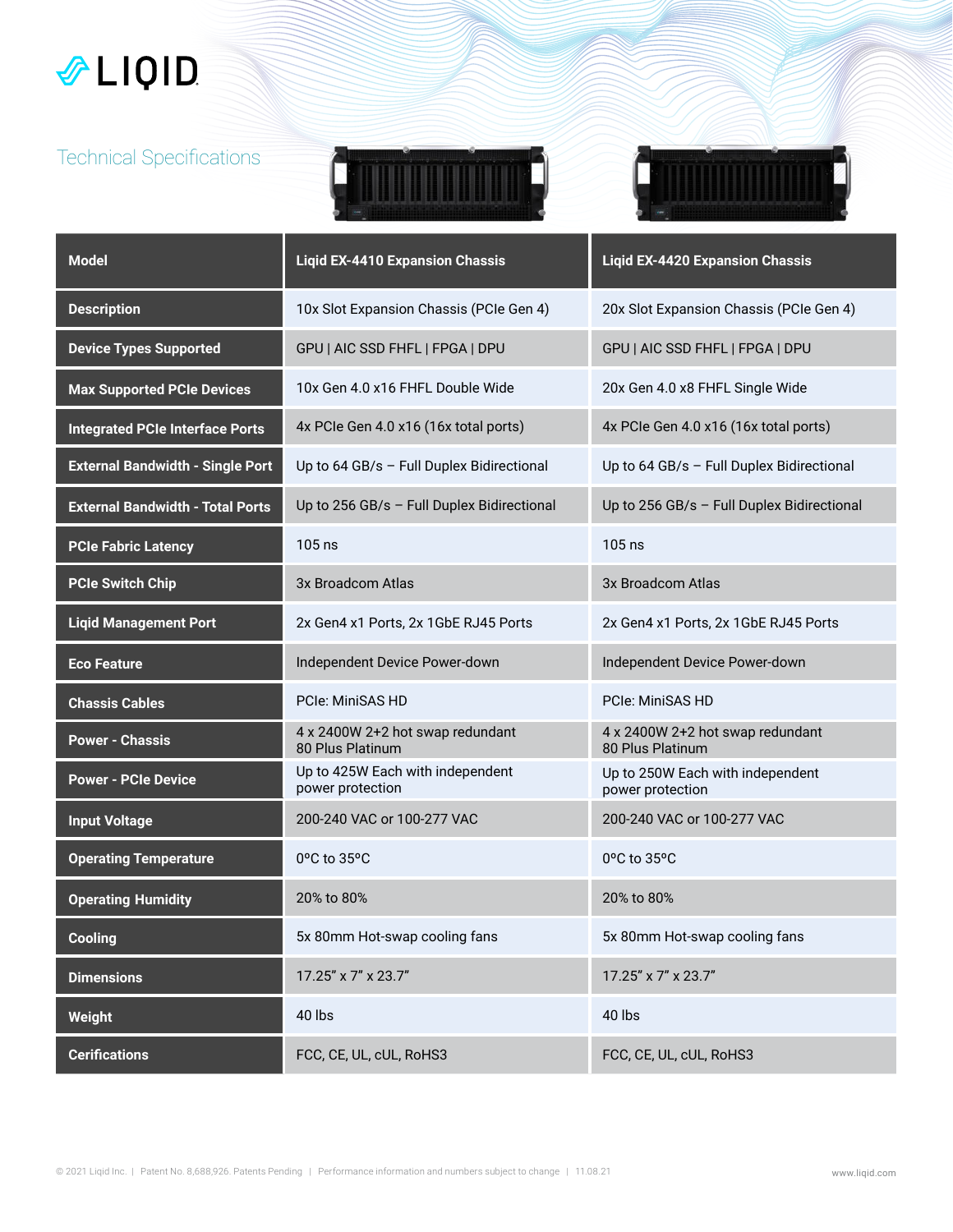# LIQID

## Technical Specifications

| Model | Liqid EX-4410 Expansion Chassis | Liqid EX-4420 Expansion Chassis |
|---|---|---|
| Description | 10x Slot Expansion Chassis (PCIe Gen 4) | 20x Slot Expansion Chassis (PCIe Gen 4) |
| Device Types Supported | GPU \| AIC SSD FHFL \| FPGA \| DPU | GPU \| AIC SSD FHFL \| FPGA \| DPU |
| Max Supported PCIe Devices | 10x Gen 4.0 x16 FHFL Double Wide | 20x Gen 4.0 x8 FHFL Single Wide |
| Integrated PCIe Interface Ports | 4x PCIe Gen 4.0 x16 (16x total ports) | 4x PCIe Gen 4.0 x16 (16x total ports) |
| External Bandwidth - Single Port | Up to 64 GB/s – Full Duplex Bidirectional | Up to 64 GB/s – Full Duplex Bidirectional |
| External Bandwidth - Total Ports | Up to 256 GB/s – Full Duplex Bidirectional | Up to 256 GB/s – Full Duplex Bidirectional |
| PCIe Fabric Latency | 105 ns | 105 ns |
| PCIe Switch Chip | 3x Broadcom Atlas | 3x Broadcom Atlas |
| Liqid Management Port | 2x Gen4 x1 Ports, 2x 1GbE RJ45 Ports | 2x Gen4 x1 Ports, 2x 1GbE RJ45 Ports |
| Eco Feature | Independent Device Power-down | Independent Device Power-down |
| Chassis Cables | PCIe: MiniSAS HD | PCIe: MiniSAS HD |
| Power - Chassis | 4 x 2400W 2+2 hot swap redundant 80 Plus Platinum | 4 x 2400W 2+2 hot swap redundant 80 Plus Platinum |
| Power - PCIe Device | Up to 425W Each with independent power protection | Up to 250W Each with independent power protection |
| Input Voltage | 200-240 VAC or 100-277 VAC | 200-240 VAC or 100-277 VAC |
| Operating Temperature | 0°C to 35°C | 0°C to 35°C |
| Operating Humidity | 20% to 80% | 20% to 80% |
| Cooling | 5x 80mm Hot-swap cooling fans | 5x 80mm Hot-swap cooling fans |
| Dimensions | 17.25" x 7" x 23.7" | 17.25" x 7" x 23.7" |
| Weight | 40 lbs | 40 lbs |
| Cerifications | FCC, CE, UL, cUL, RoHS3 | FCC, CE, UL, cUL, RoHS3 |

© 2021 Liqid Inc. | Patent No. 8,688,926. Patents Pending | Performance information and numbers subject to change | 11.08.21

www.liqid.com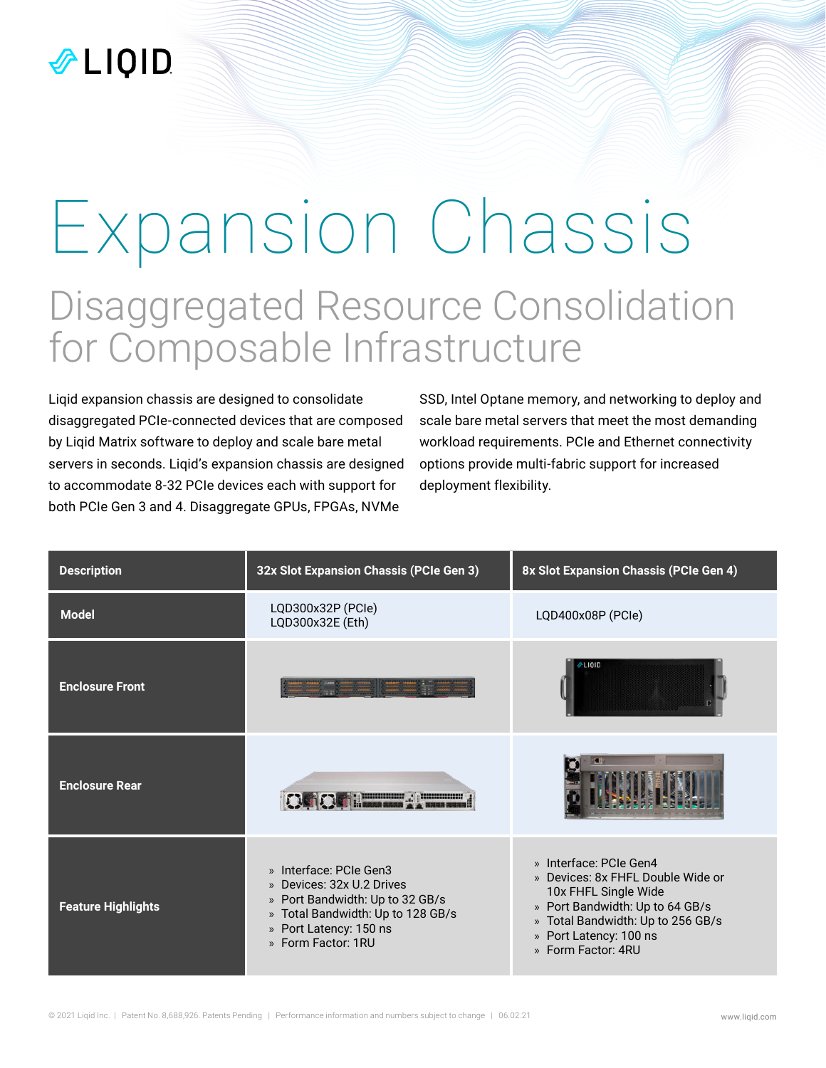LIQID

# Expansion Chassis

## Disaggregated Resource Consolidation for Composable Infrastructure

Liqid expansion chassis are designed to consolidate disaggregated PCIe-connected devices that are composed by Liqid Matrix software to deploy and scale bare metal servers in seconds. Liqid's expansion chassis are designed to accommodate 8-32 PCIe devices each with support for both PCIe Gen 3 and 4. Disaggregate GPUs, FPGAs, NVMe SSD, Intel Optane memory, and networking to deploy and scale bare metal servers that meet the most demanding workload requirements. PCIe and Ethernet connectivity options provide multi-fabric support for increased deployment flexibility.

| Description | 32x Slot Expansion Chassis (PCIe Gen 3) | 8x Slot Expansion Chassis (PCIe Gen 4) |
|---|---|---|
| **Model** | LQD300x32P (PCIe)<br>LQD300x32E (Eth) | LQD400x08P (PCIe) |
| **Enclosure Front** | | |
| **Enclosure Rear** | | |
| **Feature Highlights** | » Interface: PCIe Gen3<br>» Devices: 32x U.2 Drives<br>» Port Bandwidth: Up to 32 GB/s<br>» Total Bandwidth: Up to 128 GB/s<br>» Port Latency: 150 ns<br>» Form Factor: 1RU | » Interface: PCIe Gen4<br>» Devices: 8x FHFL Double Wide or 10x FHFL Single Wide<br>» Port Bandwidth: Up to 64 GB/s<br>» Total Bandwidth: Up to 256 GB/s<br>» Port Latency: 100 ns<br>» Form Factor: 4RU |

© 2021 Liqid Inc. | Patent No. 8,688,926. Patents Pending | Performance information and numbers subject to change | 06.02.21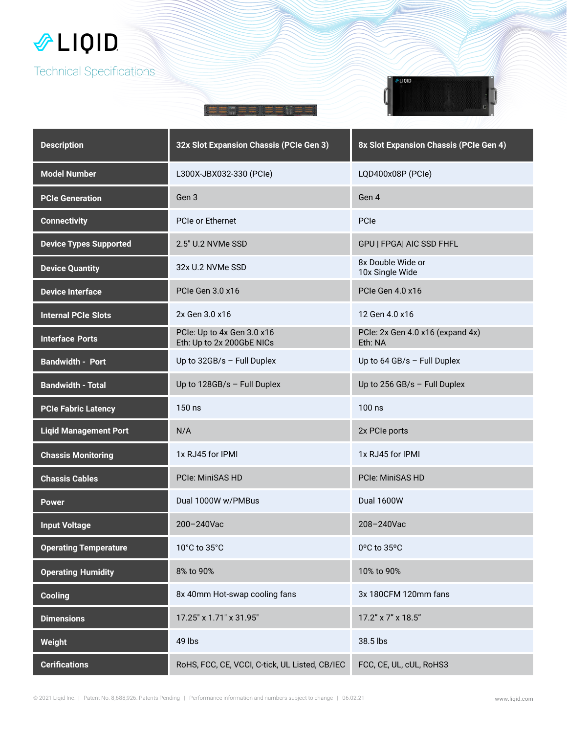# LIQID

## Technical Specifications

| Description | 32x Slot Expansion Chassis (PCIe Gen 3) | 8x Slot Expansion Chassis (PCIe Gen 4) |
|---|---|---|
| Model Number | L300X-JBX032-330 (PCIe) | LQD400x08P (PCIe) |
| PCIe Generation | Gen 3 | Gen 4 |
| Connectivity | PCIe or Ethernet | PCIe |
| Device Types Supported | 2.5" U.2 NVMe SSD | GPU \| FPGA\| AIC SSD FHFL |
| Device Quantity | 32x U.2 NVMe SSD | 8x Double Wide or<br>10x Single Wide |
| Device Interface | PCIe Gen 3.0 x16 | PCIe Gen 4.0 x16 |
| Internal PCIe Slots | 2x Gen 3.0 x16 | 12 Gen 4.0 x16 |
| Interface Ports | PCIe: Up to 4x Gen 3.0 x16<br>Eth: Up to 2x 200GbE NICs | PCIe: 2x Gen 4.0 x16 (expand 4x)<br>Eth: NA |
| Bandwidth - Port | Up to 32GB/s – Full Duplex | Up to 64 GB/s – Full Duplex |
| Bandwidth - Total | Up to 128GB/s – Full Duplex | Up to 256 GB/s – Full Duplex |
| PCIe Fabric Latency | 150 ns | 100 ns |
| Liqid Management Port | N/A | 2x PCIe ports |
| Chassis Monitoring | 1x RJ45 for IPMI | 1x RJ45 for IPMI |
| Chassis Cables | PCIe: MiniSAS HD | PCIe: MiniSAS HD |
| Power | Dual 1000W w/PMBus | Dual 1600W |
| Input Voltage | 200–240Vac | 208–240Vac |
| Operating Temperature | 10°C to 35°C | 0ºC to 35ºC |
| Operating Humidity | 8% to 90% | 10% to 90% |
| Cooling | 8x 40mm Hot-swap cooling fans | 3x 180CFM 120mm fans |
| Dimensions | 17.25" x 1.71" x 31.95" | 17.2” x 7” x 18.5” |
| Weight | 49 lbs | 38.5 lbs |
| Cerifications | RoHS, FCC, CE, VCCI, C-tick, UL Listed, CB/IEC | FCC, CE, UL, cUL, RoHS3 |

© 2021 Liqid Inc. | Patent No. 8,688,926. Patents Pending | Performance information and numbers subject to change | 06.02.21

www.liqid.com